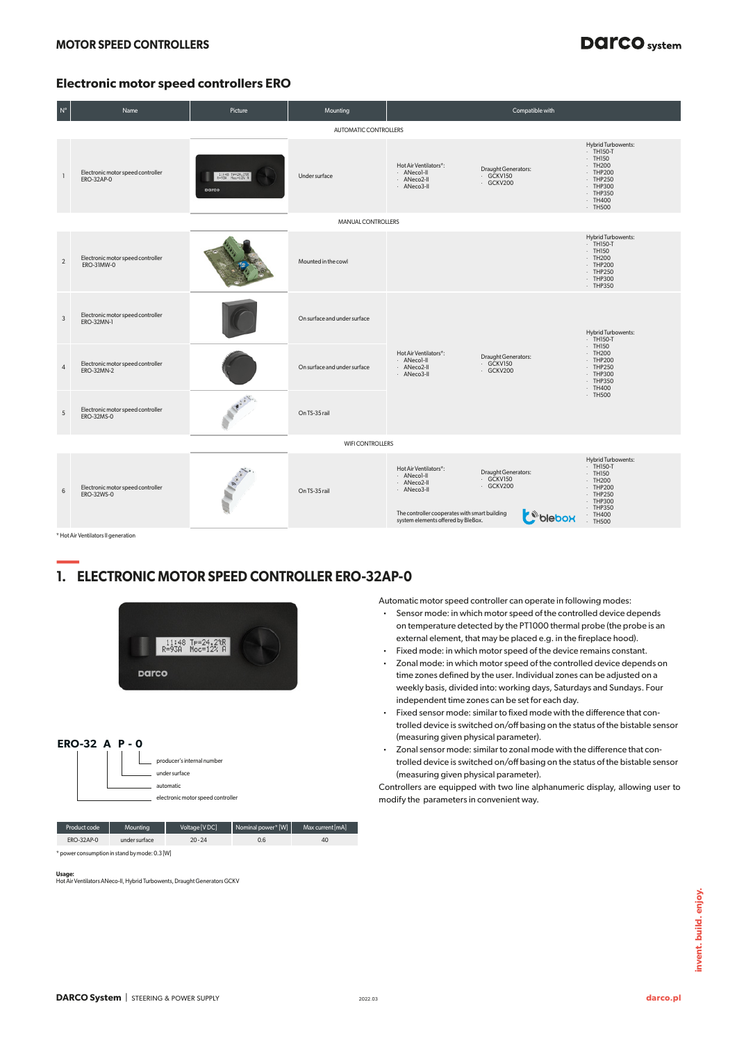# MOTOR SPEED CONTROLLERS

## Electronic motor speed controllers ERO

| N° | Name | Picture | Mounting | Compatible with | | |
|---|---|---|---|---|---|---|
| | | | AUTOMATIC CONTROLLERS | | | |
| 1 | Electronic motor speed controller ERO-32AP-0 | | Under surface | Hot Air Ventilators*: · ANecol-II · ANeco2-II · ANeco3-II | Draught Generators: · GCKV150 · GCKV200 | Hybrid Turbowents: · TH150-T · TH150 · TH200 · THP200 · THP250 · THP300 · THP350 · TH400 · TH500 |
| | | | MANUAL CONTROLLERS | | | |
| 2 | Electronic motor speed controller ERO-31MW-0 | | Mounted in the cowl | | | Hybrid Turbowents: · TH150-T · TH150 · TH200 · THP200 · THP250 · THP300 · THP350 |
| 3 | Electronic motor speed controller ERO-32MN-1 | | On surface and under surface | Hot Air Ventilators*: · ANecol-II · ANeco2-II · ANeco3-II | Draught Generators: · GCKV150 · GCKV200 | Hybrid Turbowents: · TH150-T · TH150 · TH200 · THP200 · THP250 · THP300 · THP350 · TH400 · TH500 |
| 4 | Electronic motor speed controller ERO-32MN-2 | | On surface and under surface | | | |
| 5 | Electronic motor speed controller ERO-32MS-0 | | On TS-35 rail | | | |
| | | | WIFI CONTROLLERS | | | |
| 6 | Electronic motor speed controller ERO-32WS-0 | | On TS-35 rail | Hot Air Ventilators*: · ANecol-II · ANeco2-II · ANeco3-II<br>The controller cooperates with smart building system elements offered by BleBox. | Draught Generators: · GCKV150 · GCKV200 | Hybrid Turbowents: · TH150-T · TH150 · TH200 · THP200 · THP250 · THP300 · THP350 · TH400 · TH500 |

\* Hot Air Ventilators II generation

## 1. ELECTRONIC MOTOR SPEED CONTROLLER ERO-32AP-0

**ERO-32 A P - 0**

- producer's internal number
- under surface
- automatic
- electronic motor speed controller

| Product code | Mounting | Voltage [V DC] | Nominal power* [W] | Max current [mA] |
|---|---|---|---|---|
| ERO-32AP-0 | under surface | 20 - 24 | 0.6 | 40 |

\* power consumption in stand by mode: 0.3 [W]

**Usage:**
Hot Air Ventilators ANeco-II, Hybrid Turbowents, Draught Generators GCKV

Automatic motor speed controller can operate in following modes:

- Sensor mode: in which motor speed of the controlled device depends on temperature detected by the PT1000 thermal probe (the probe is an external element, that may be placed e.g. in the fireplace hood).
- Fixed mode: in which motor speed of the device remains constant.
- Zonal mode: in which motor speed of the controlled device depends on time zones defined by the user. Individual zones can be adjusted on a weekly basis, divided into: working days, Saturdays and Sundays. Four independent time zones can be set for each day.
- Fixed sensor mode: similar to fixed mode with the difference that controlled device is switched on/off basing on the status of the bistable sensor (measuring given physical parameter).
- Zonal sensor mode: similar to zonal mode with the difference that controlled device is switched on/off basing on the status of the bistable sensor (measuring given physical parameter).

Controllers are equipped with two line alphanumeric display, allowing user to modify the parameters in convenient way.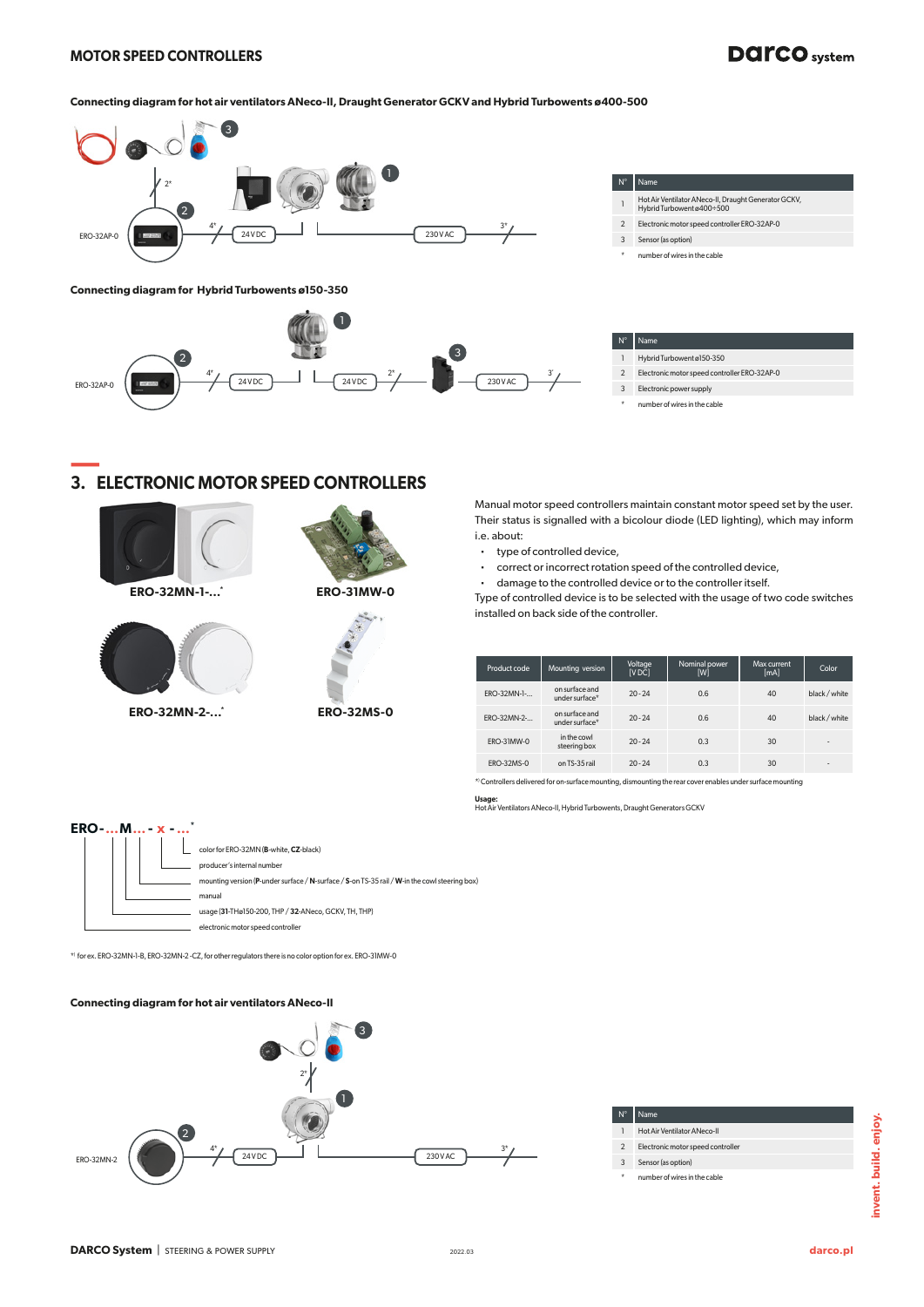## MOTOR SPEED CONTROLLERS

### Connecting diagram for hot air ventilators ANeco-II, Draught Generator GCKV and Hybrid Turbowents ø400-500

ERO-32AP-0 — 4* — 24 V DC — 230 V AC — 3* — 2*

| N° | Name |
|---|---|
| 1 | Hot Air Ventilator ANeco-II, Draught Generator GCKV, Hybrid Turbowent ø400÷500 |
| 2 | Electronic motor speed controller ERO-32AP-0 |
| 3 | Sensor (as option) |
| * | number of wires in the cable |

### Connecting diagram for Hybrid Turbowents ø150-350

ERO-32AP-0 — 4* — 24 V DC — 24 V DC — 2* — 230 V AC — 3*

| N° | Name |
|---|---|
| 1 | Hybrid Turbowent ø150-350 |
| 2 | Electronic motor speed controller ERO-32AP-0 |
| 3 | Electronic power supply |
| * | number of wires in the cable |

## 3. ELECTRONIC MOTOR SPEED CONTROLLERS

**ERO-32MN-1-...***

**ERO-31MW-0**

**ERO-32MN-2-...***

**ERO-32MS-0**

Manual motor speed controllers maintain constant motor speed set by the user. Their status is signalled with a bicolour diode (LED lighting), which may inform i.e. about:

- type of controlled device,
- correct or incorrect rotation speed of the controlled device,
- damage to the controlled device or to the controller itself.

Type of controlled device is to be selected with the usage of two code switches installed on back side of the controller.

| Product code | Mounting version | Voltage [V DC] | Nominal power [W] | Max current [mA] | Color |
|---|---|---|---|---|---|
| ERO-32MN-1-... | on surface and under surface* | 20 - 24 | 0.6 | 40 | black / white |
| ERO-32MN-2-... | on surface and under surface* | 20 - 24 | 0.6 | 40 | black / white |
| ERO-31MW-0 | in the cowl steering box | 20 - 24 | 0.3 | 30 | - |
| ERO-32MS-0 | on TS-35 rail | 20 - 24 | 0.3 | 30 | - |

*) Controllers delivered for on-surface mounting, dismounting the rear cover enables under surface mounting

**Usage:**
Hot Air Ventilators ANeco-II, Hybrid Turbowents, Draught Generators GCKV

**ERO - ... M ... - x - ...***

- color for ERO-32MN (**B**-white, **CZ**-black)
- producer's internal number
- mounting version (**P**-under surface / **N**-surface / **S**-on TS-35 rail / **W**-in the cowl steering box)
- manual
- usage (**31**-THø150-200, THP / **32**-ANeco, GCKV, TH, THP)
- electronic motor speed controller

*) for ex. ERO-32MN-1-B, ERO-32MN-2 -CZ, for other regulators there is no color option for ex. ERO-31MW-0

### Connecting diagram for hot air ventilators ANeco-II

ERO-32MN-2 — 4* — 24 V DC — 230 V AC — 3* — 2*

| N° | Name |
|---|---|
| 1 | Hot Air Ventilator ANeco-II |
| 2 | Electronic motor speed controller |
| 3 | Sensor (as option) |
| * | number of wires in the cable |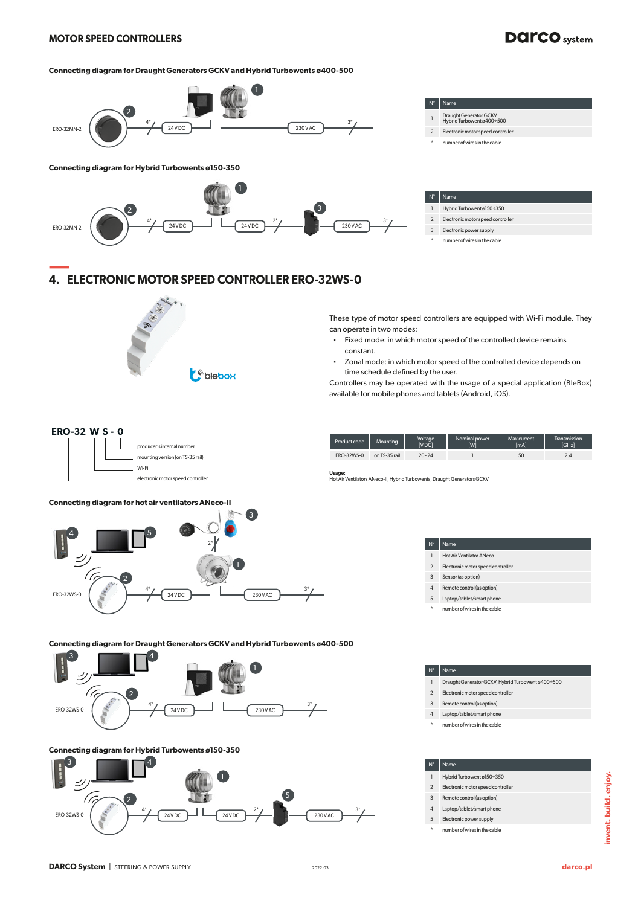## Connecting diagram for Draught Generators GCKV and Hybrid Turbowents ø400-500

ERO-32MN-2

4*

24 V DC

230 V AC

3*

| N° | Name |
|---|---|
| 1 | Draught Generator GCKV Hybrid Turbowent ø400÷500 |
| 2 | Electronic motor speed controller |
| * | number of wires in the cable |

## Connecting diagram for Hybrid Turbowents ø150-350

ERO-32MN-2

4*

24 V DC

24 V DC

2*

230 V AC

3*

| N° | Name |
|---|---|
| 1 | Hybrid Turbowent ø150÷350 |
| 2 | Electronic motor speed controller |
| 3 | Electronic power supply |
| * | number of wires in the cable |

# 4. ELECTRONIC MOTOR SPEED CONTROLLER ERO-32WS-0

These type of motor speed controllers are equipped with Wi-Fi module. They can operate in two modes:

- Fixed mode: in which motor speed of the controlled device remains constant.
- Zonal mode: in which motor speed of the controlled device depends on time schedule defined by the user.

Controllers may be operated with the usage of a special application (BleBox) available for mobile phones and tablets (Android, iOS).

**ERO-32 W S - 0**

- producer's internal number
- mounting version (on TS-35 rail)
- Wi-Fi
- electronic motor speed controller

| Product code | Mounting | Voltage [V DC] | Nominal power [W] | Max current [mA] | Transmission [GHz] |
|---|---|---|---|---|---|
| ERO-32WS-0 | on TS-35 rail | 20 - 24 | 1 | 50 | 2.4 |

**Usage:**
Hot Air Ventilators ANeco-II, Hybrid Turbowents, Draught Generators GCKV

## Connecting diagram for hot air ventilators ANeco-II

ERO-32WS-0

4*

24 V DC

2*

230 V AC

3*

| N° | Name |
|---|---|
| 1 | Hot Air Ventilator ANeco |
| 2 | Electronic motor speed controller |
| 3 | Sensor (as option) |
| 4 | Remote control (as option) |
| 5 | Laptop/tablet/smart phone |
| * | number of wires in the cable |

## Connecting diagram for Draught Generators GCKV and Hybrid Turbowents ø400-500

ERO-32WS-0

4*

24 V DC

230 V AC

3*

| N° | Name |
|---|---|
| 1 | Draught Generator GCKV, Hybrid Turbowent ø400÷500 |
| 2 | Electronic motor speed controller |
| 3 | Remote control (as option) |
| 4 | Laptop/tablet/smart phone |
| * | number of wires in the cable |

## Connecting diagram for Hybrid Turbowents ø150-350

ERO-32WS-0

4*

24 V DC

24 V DC

2*

230 V AC

3*

| N° | Name |
|---|---|
| 1 | Hybrid Turbowent ø150÷350 |
| 2 | Electronic motor speed controller |
| 3 | Remote control (as option) |
| 4 | Laptop/tablet/smart phone |
| 5 | Electronic power supply |
| * | number of wires in the cable |